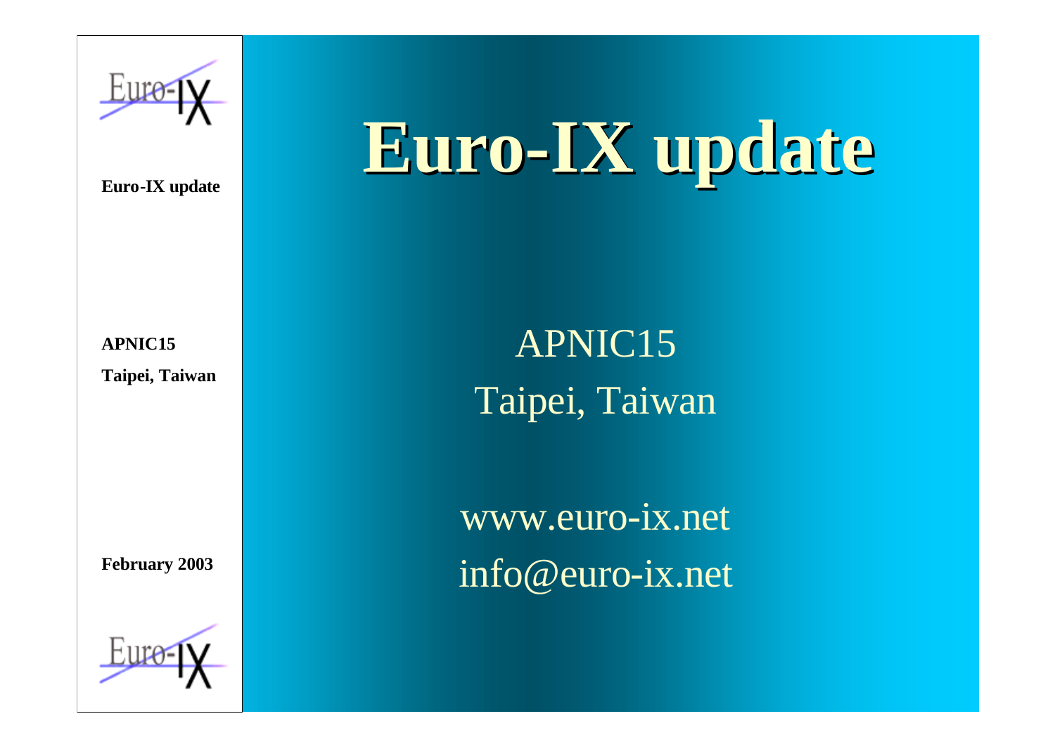# Euro-IX update

APNIC15
Taipei, Taiwan

www.euro-ix.net
info@euro-ix.net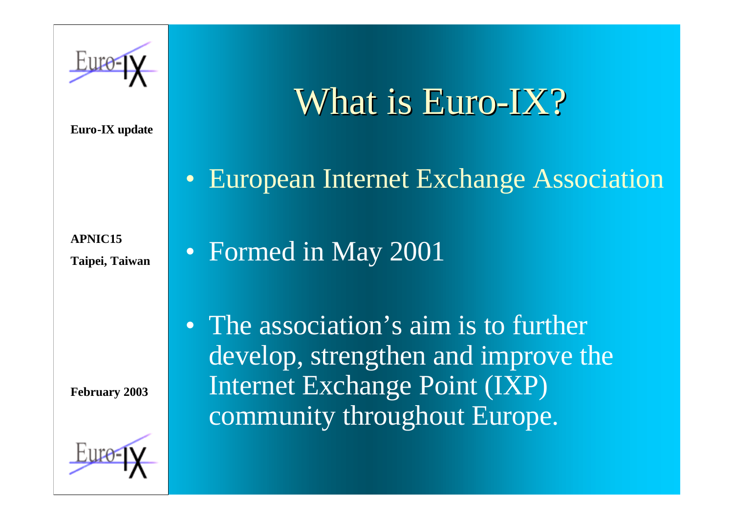# What is Euro-IX?

- European Internet Exchange Association
- Formed in May 2001
- The association's aim is to further develop, strengthen and improve the Internet Exchange Point (IXP) community throughout Europe.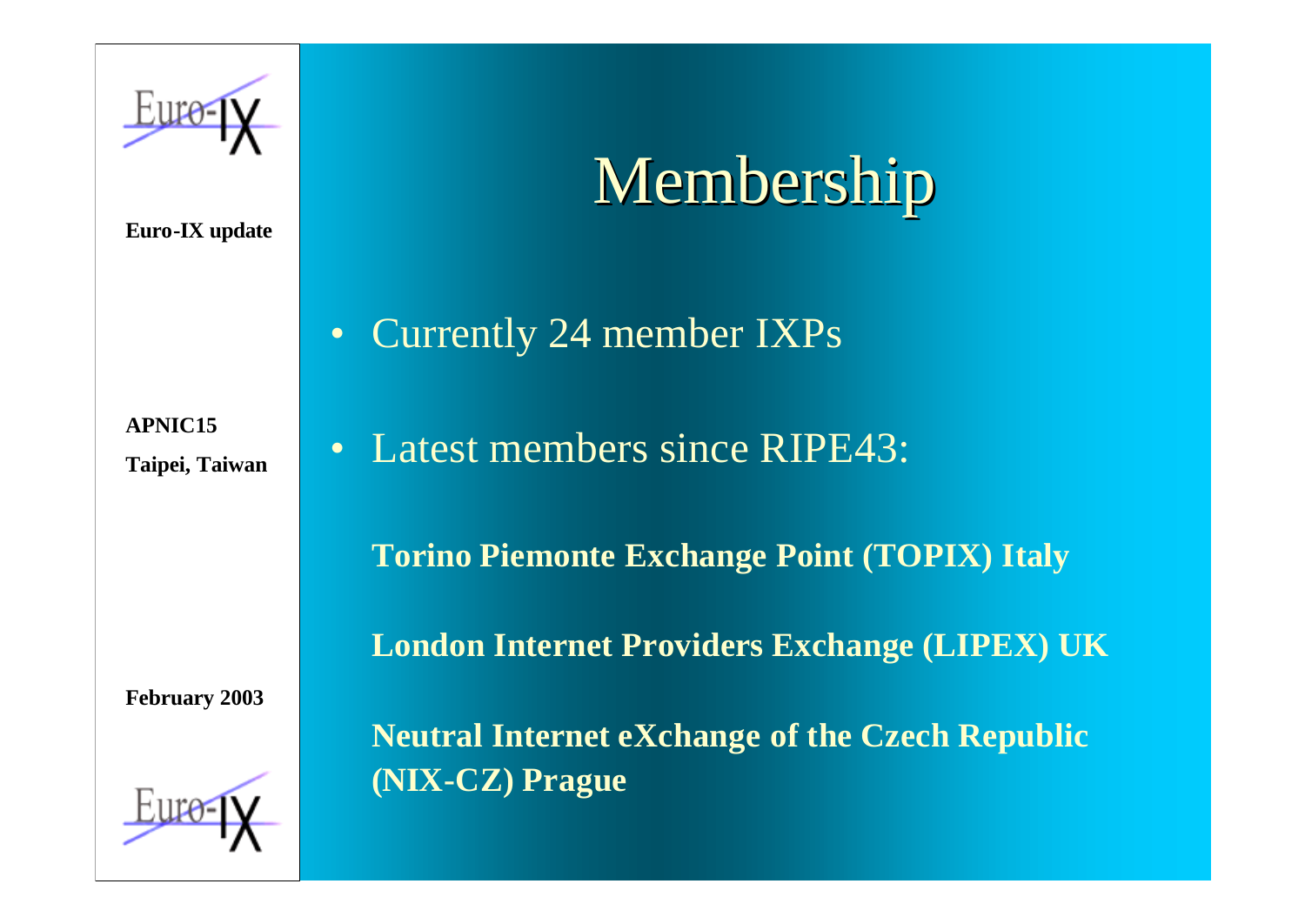# Membership

- Currently 24 member IXPs
- Latest members since RIPE43:

**Torino Piemonte Exchange Point (TOPIX) Italy**

**London Internet Providers Exchange (LIPEX) UK**

**Neutral Internet eXchange of the Czech Republic (NIX-CZ) Prague**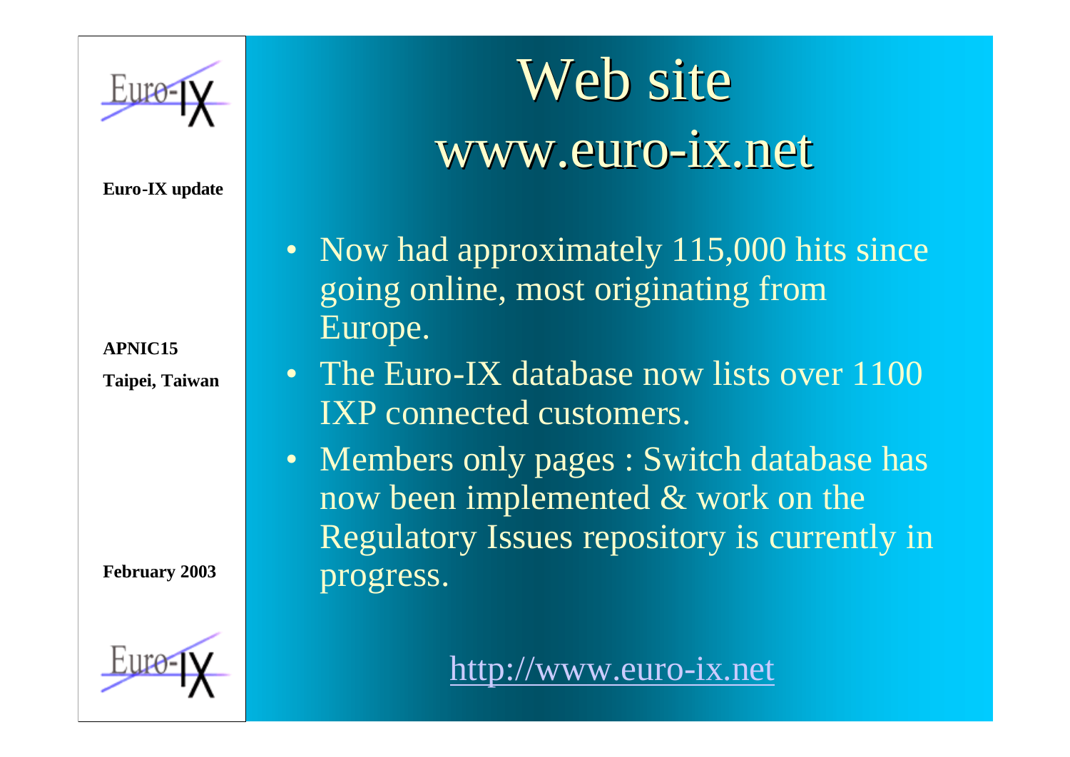# Web site
## www.euro-ix.net

- Now had approximately 115,000 hits since going online, most originating from Europe.
- The Euro-IX database now lists over 1100 IXP connected customers.
- Members only pages : Switch database has now been implemented & work on the Regulatory Issues repository is currently in progress.

http://www.euro-ix.net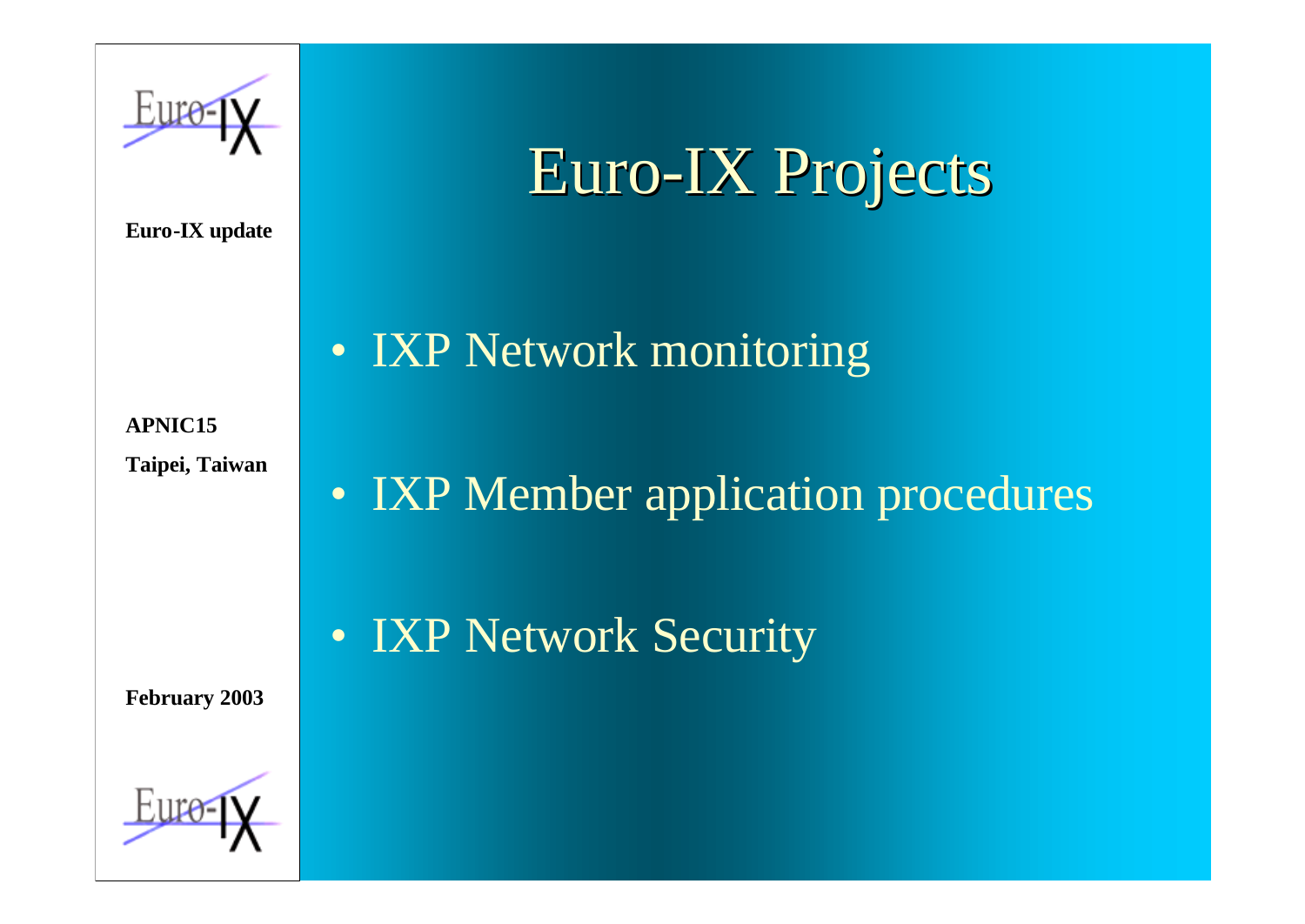# Euro-IX Projects

- IXP Network monitoring
- IXP Member application procedures
- IXP Network Security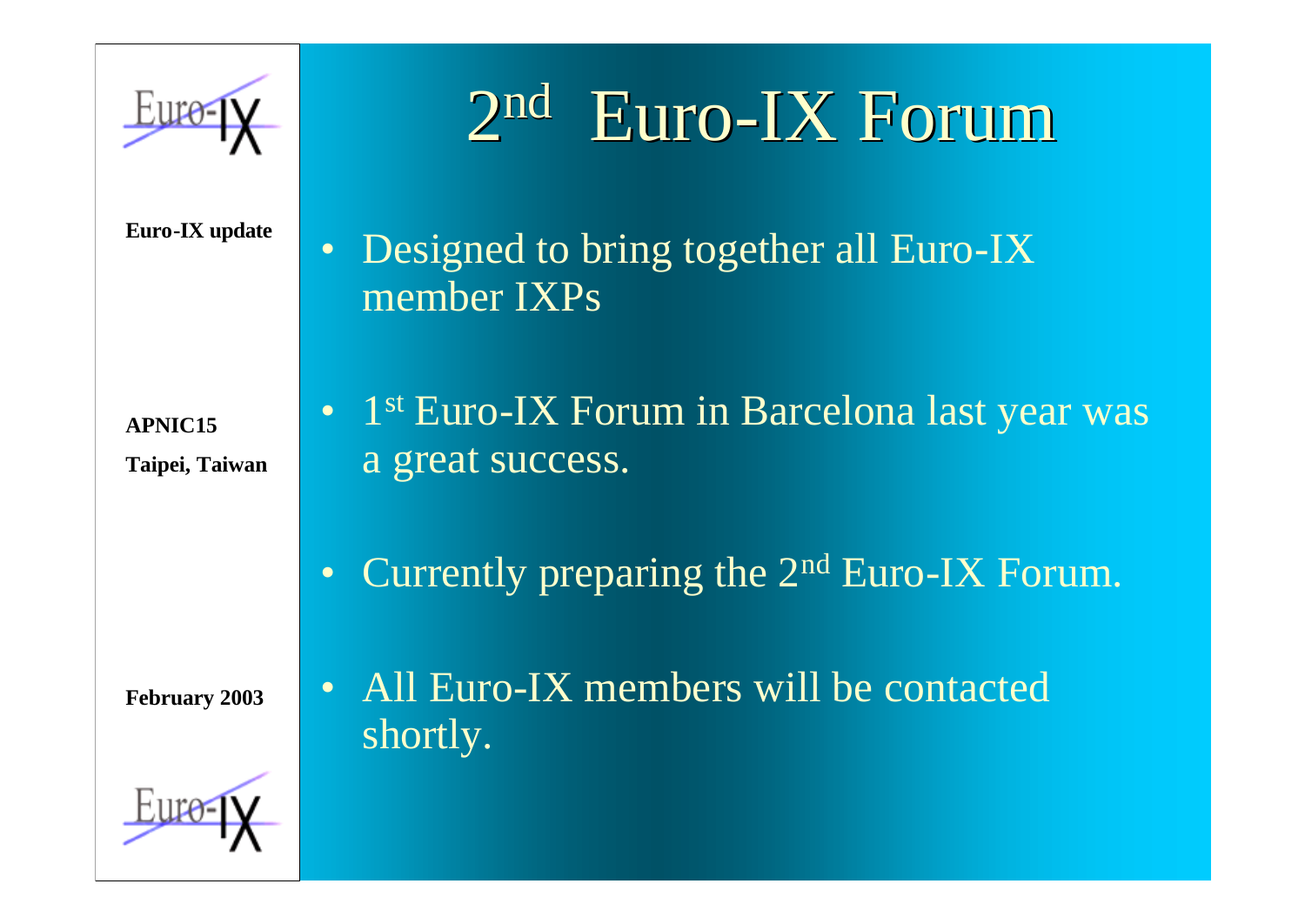# 2nd Euro-IX Forum

- Designed to bring together all Euro-IX member IXPs
- 1st Euro-IX Forum in Barcelona last year was a great success.
- Currently preparing the 2nd Euro-IX Forum.
- All Euro-IX members will be contacted shortly.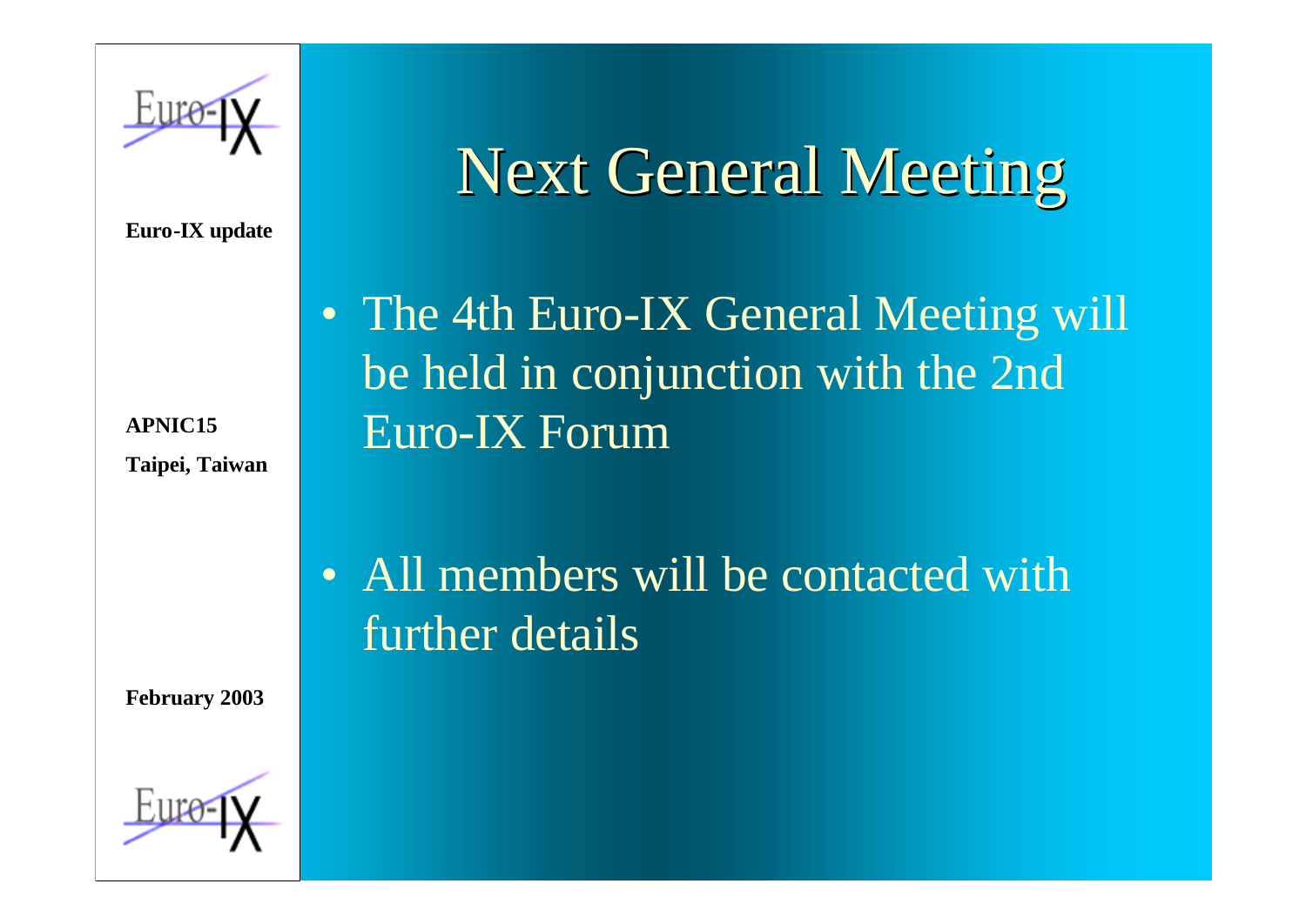# Next General Meeting

- The 4th Euro-IX General Meeting will be held in conjunction with the 2nd Euro-IX Forum
- All members will be contacted with further details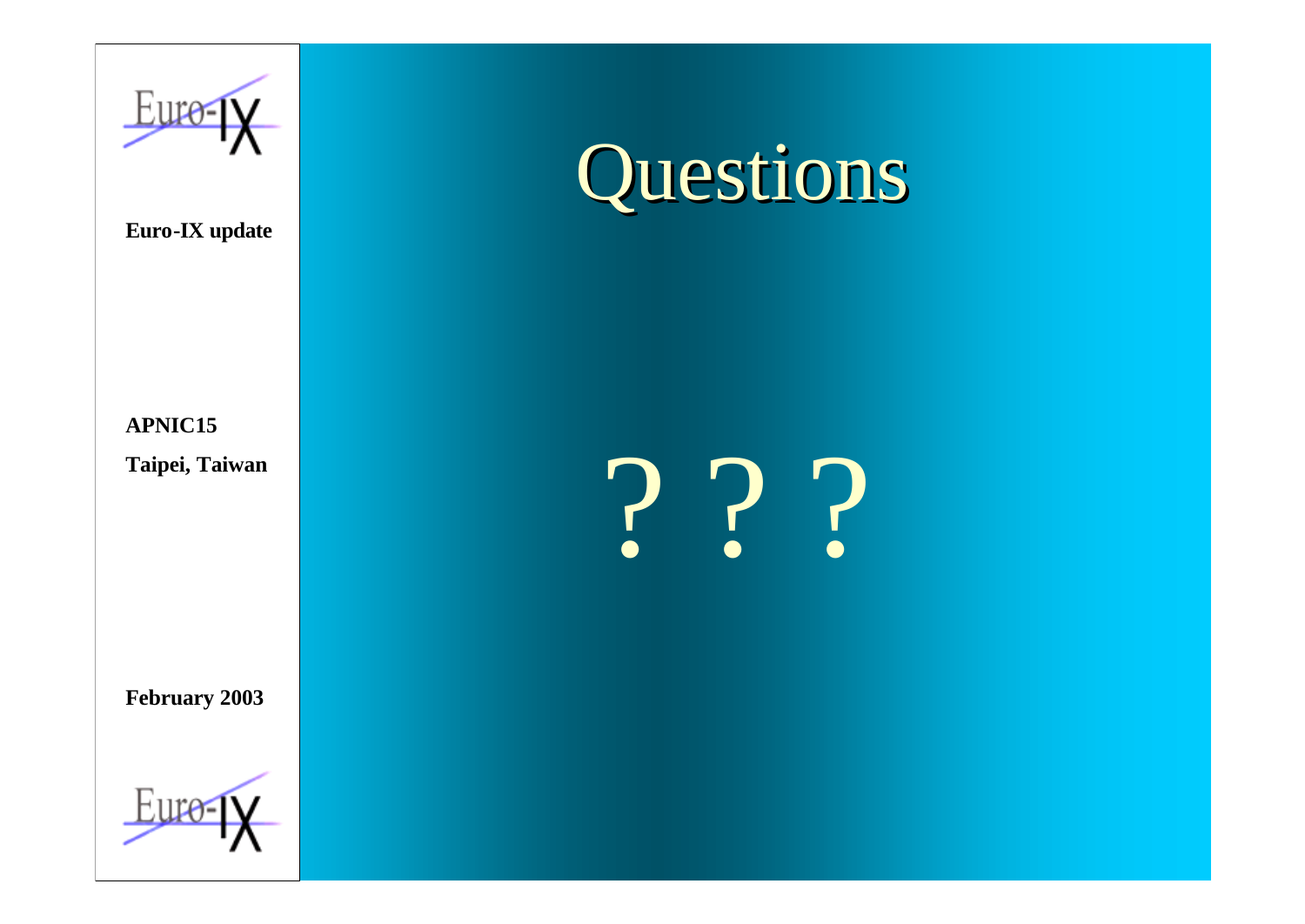# Questions

? ? ?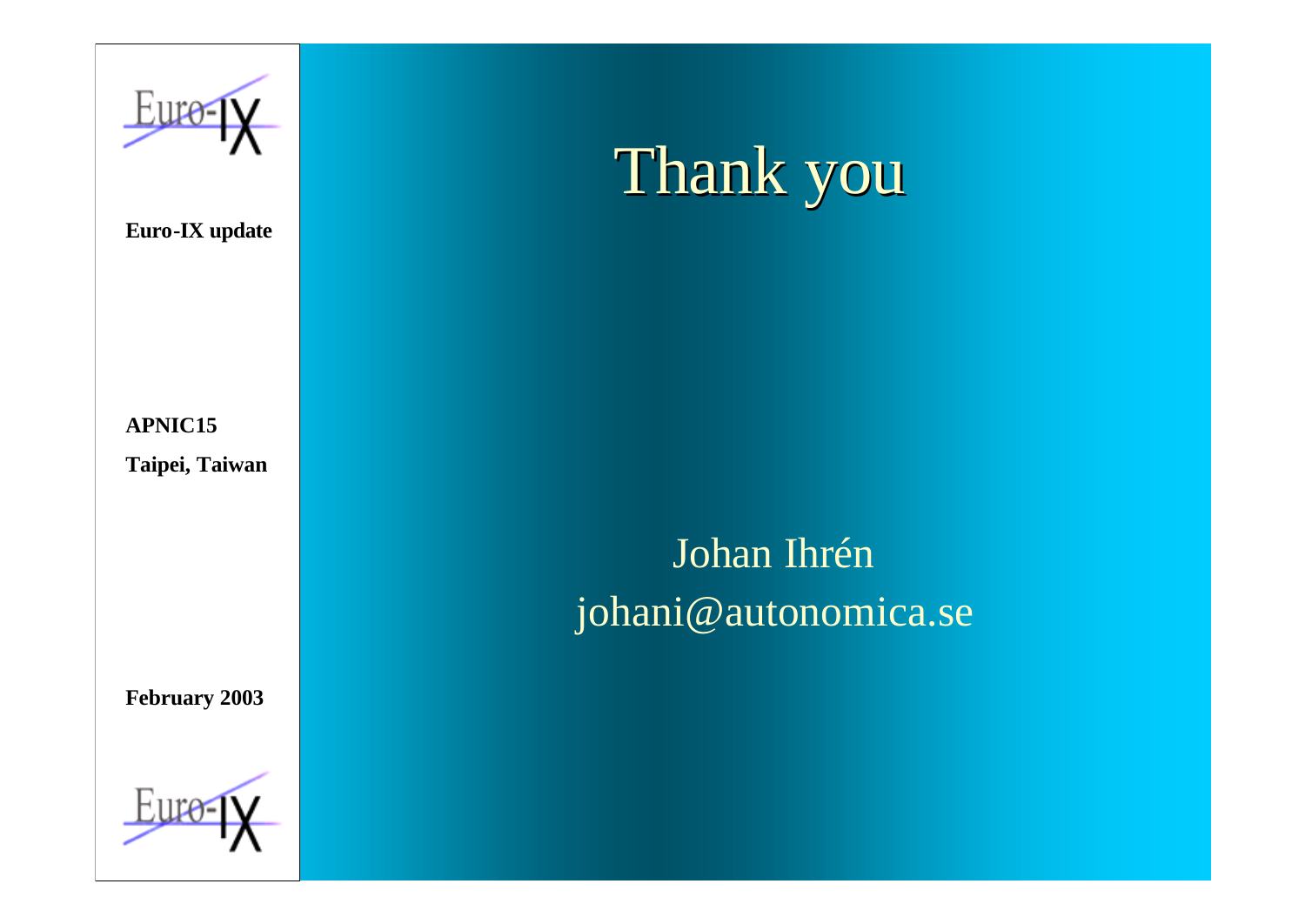# Thank you

Johan Ihrén
johani@autonomica.se